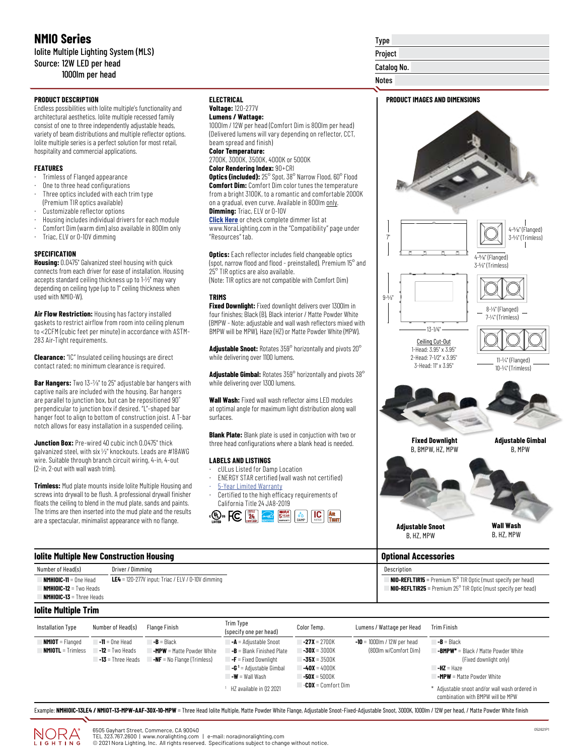# NMIO Series

Iolite Multiple Lighting System (MLS)
Source: 12W LED per head
1000lm per head

| Type | |
|---|---|
| Project | |
| Catalog No. | |
| Notes | |

## PRODUCT DESCRIPTION

Endless possibilities with Iolite multiple's functionality and architectural aesthetics. Iolite multiple recessed family consist of one to three independently adjustable heads, variety of beam distributions and multiple reflector options. Iolite multiple series is a perfect solution for most retail, hospitality and commercial applications.

## FEATURES

- Trimless of Flanged appearance
- One to three head configurations
- Three optics included with each trim type (Premium TIR optics available)
- Customizable reflector options
- Housing includes individual drivers for each module
- Comfort Dim (warm dim) also available in 800lm only
- Triac, ELV or 0-10V dimming

## SPECIFICATION

**Housing:** 0.0475" Galvanized steel housing with quick connects from each driver for ease of installation. Housing accepts standard ceiling thickness up to 1-½" may vary depending on ceiling type (up to 1" ceiling thickness when used with NMIO-W).

**Air Flow Restriction:** Housing has factory installed gaskets to restrict airflow from room into ceiling plenum to <2CFM (cubic feet per minute) in accordance with ASTM-283 Air-Tight requirements.

**Clearance:** "IC" Insulated ceiling housings are direct contact rated; no minimum clearance is required.

**Bar Hangers:** Two 13-⅞" to 25" adjustable bar hangers with captive nails are included with the housing. Bar hangers are parallel to junction box, but can be repositioned 90° perpendicular to junction box if desired. "L"-shaped bar hanger foot to align to bottom of construction joist. A T-bar notch allows for easy installation in a suspended ceiling.

**Junction Box:** Pre-wired 40 cubic inch 0.0475" thick galvanized steel, with six ½" knockouts. Leads are #18AWG wire. Suitable through branch circuit wiring, 4-in, 4-out (2-in, 2-out with wall wash trim).

**Trimless:** Mud plate mounts inside Iolite Multiple Housing and screws into drywall to be flush. A professional drywall finisher floats the ceiling to blend in the mud plate, sands and paints. The trims are then inserted into the mud plate and the results are a spectacular, minimalist appearance with no flange.

## ELECTRICAL

**Voltage:** 120-277V
**Lumens / Wattage:**
1000lm / 12W per head (Comfort Dim is 800lm per head) (Delivered lumens will vary depending on reflector, CCT, beam spread and finish)
**Color Temperature:**
2700K, 3000K, 3500K, 4000K or 5000K
**Color Rendering Index:** 90+CRI
**Optics (included):** 25° Spot, 38° Narrow Flood, 60° Flood
**Comfort Dim:** Comfort Dim color tunes the temperature from a bright 3100K, to a romantic and comfortable 2000K on a gradual, even curve. Available in 800lm only.
**Dimming:** Triac, ELV or 0-10V
Click Here or check complete dimmer list at www.NoraLighting.com in the "Compatibility" page under "Resources" tab.

**Optics:** Each reflector includes field changeable optics (spot, narrow flood and flood - preinstalled). Premium 15° and 25° TIR optics are also available.
(Note: TIR optics are not compatible with Comfort Dim)

## TRIMS

**Fixed Downlight:** Fixed downlight delivers over 1300lm in four finishes; Black (B), Black interior / Matte Powder White (BMPW - Note: adjustable and wall wash reflectors mixed with BMPW will be MPW), Haze (HZ) or Matte Powder White (MPW).

**Adjustable Snoot:** Rotates 359° horizontally and pivots 20° while delivering over 1100 lumens.

**Adjustable Gimbal:** Rotates 359° horizontally and pivots 38° while delivering over 1300 lumens.

**Wall Wash:** Fixed wall wash reflector aims LED modules at optimal angle for maximum light distribution along wall surfaces.

**Blank Plate:** Blank plate is used in conjuction with two or three head configurations where a blank head is needed.

## LABELS AND LISTINGS

- cULus Listed for Damp Location
- ENERGY STAR certified (wall wash not certified)
- 5-Year Limited Warranty
- Certified to the high efficacy requirements of California Title 24 JA8-2019

## PRODUCT IMAGES AND DIMENSIONS

7"
4-⅝" (Flanged)
3-⅝" (Trimless)
4-⅝" (Flanged)
3-⅝" (Trimless)
9-⅝"
8-⅛" (Flanged)
7-¼" (Trimless)
13-1/4"
11-¾" (Flanged)
10-¾" (Trimless)

Ceiling Cut-Out
1-Head: 3.95" x 3.95"
2-Head: 7-1/2" x 3.95"
3-Head: 11" x 3.95"

**Fixed Downlight** B, BMPW, HZ, MPW
**Adjustable Gimbal** B, MPW
**Adjustable Snoot** B, HZ, MPW
**Wall Wash** B, HZ, MPW

## Iolite Multiple New Construction Housing

| Number of Head(s) | Driver / Dimming |
|---|---|
| **NMHIOIC-11** = One Head | **LE4** = 120-277V input; Triac / ELV / 0-10V dimming |
| **NMHIOIC-12** = Two Heads | |
| **NMHIOIC-13** = Three Heads | |

## Optional Accessories

| Description |
|---|
| **NIO-REFLTIR15** = Premium 15° TIR Optic (must specify per head) |
| **NIO-REFLTIR25** = Premium 25° TIR Optic (must specify per head) |

## Iolite Multiple Trim

| Installation Type | Number of Head(s) | Flange Finish | Trim Type (specify one per head) | Color Temp. | Lumens / Wattage per Head | Trim Finish |
|---|---|---|---|---|---|---|
| **NMIOT** = Flanged | **-11** = One Head | **-B** = Black | **-A** = Adjustable Snoot | **-27X** = 2700K | **-10** = 1000lm / 12W per head (800lm w/Comfort Dim) | **-B** = Black |
| **NMIOTL** = Trimless | **-12** = Two Heads | **-MPW** = Matte Powder White | **-B** = Blank Finished Plate | **-30X** = 3000K | | **-BMPW*** = Black / Matte Powder White (Fixed downlight only) |
| | **-13** = Three Heads | **-NF** = No Flange (Trimless) | **-F** = Fixed Downlight | **-35X** = 3500K | | **-HZ** = Haze |
| | | | **-G**[1] = Adjustable Gimbal | **-40X** = 4000K | | **-MPW** = Matte Powder White |
| | | | **-W** = Wall Wash | **-50X** = 5000K | | |
| | | | | **-CDX** = Comfort Dim | | |

[1] HZ available in Q2 2021

* Adjustable snoot and/or wall wash ordered in combination with BMPW will be MPW

Example: **NMHIOIC-13LE4 / NMIOT-13-MPW-AAF-30X-10-MPW** = Three Head Iolite Multiple, Matte Powder White Flange, Adjustable Snoot-Fixed-Adjustable Snoot, 3000K, 1000lm / 12W per head, / Matte Powder White finish

6505 Gayhart Street, Commerce, CA 90040
TEL 323.767.2600 | www.noralighting.com | e-mail: nora@noralighting.com
© 2021 Nora Lighting, Inc. All rights reserved. Specifications subject to change without notice.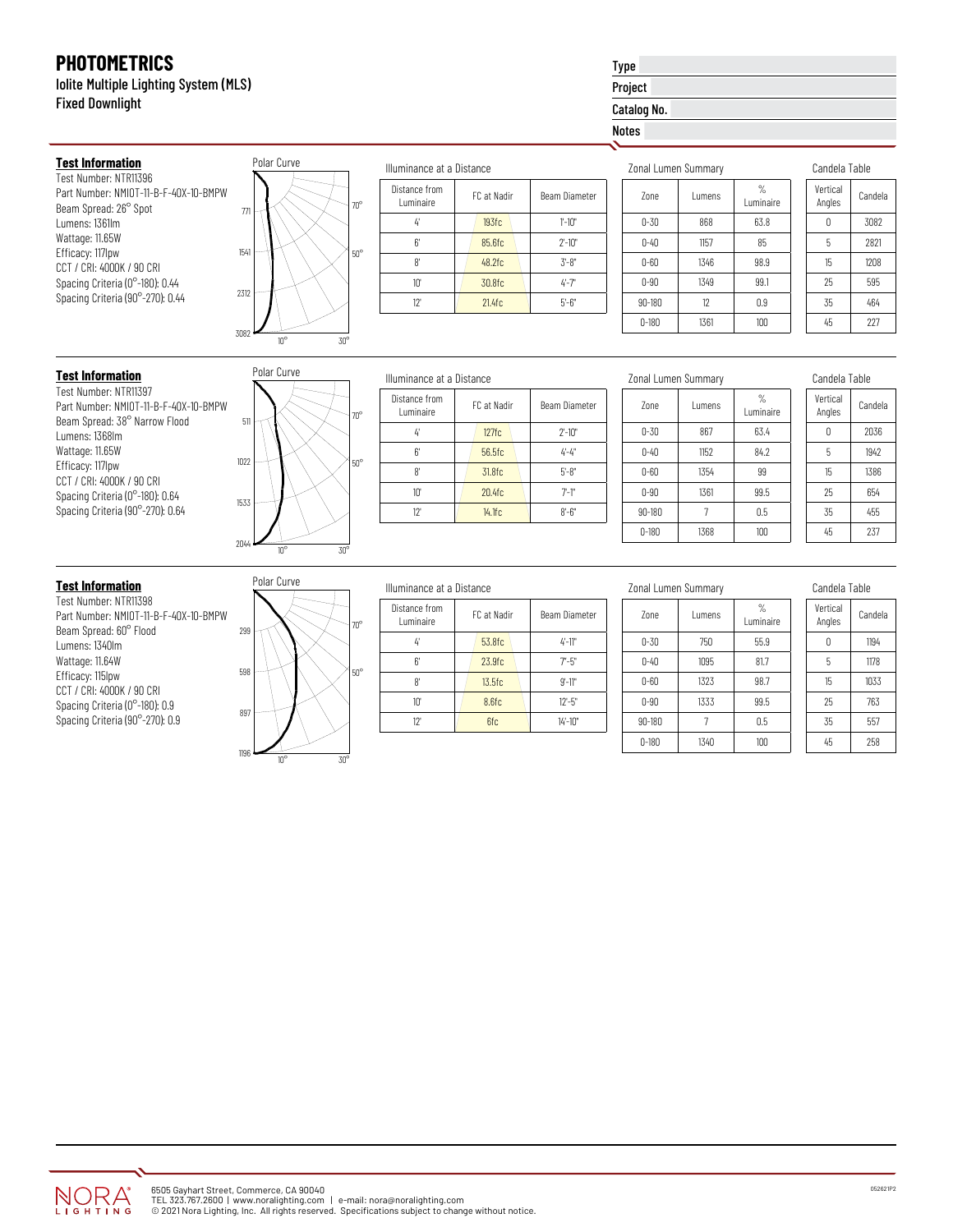# PHOTOMETRICS

Iolite Multiple Lighting System (MLS)
Fixed Downlight

**Type**
**Project**
**Catalog No.**
**Notes**

## Test Information

Test Number: NTR11396
Part Number: NMIOT-11-B-F-40X-10-BMPW
Beam Spread: 26° Spot
Lumens: 1361lm
Wattage: 11.65W
Efficacy: 117lpw
CCT / CRI: 4000K / 90 CRI
Spacing Criteria (0°-180): 0.44
Spacing Criteria (90°-270): 0.44

Polar Curve

Illuminance at a Distance

| Distance from Luminaire | FC at Nadir | Beam Diameter |
|---|---|---|
| 4' | 193fc | 1'-10" |
| 6' | 85.6fc | 2'-10" |
| 8' | 48.2fc | 3'-8" |
| 10' | 30.8fc | 4'-7" |
| 12' | 21.4fc | 5'-6" |

Zonal Lumen Summary

| Zone | Lumens | % Luminaire |
|---|---|---|
| 0-30 | 868 | 63.8 |
| 0-40 | 1157 | 85 |
| 0-60 | 1346 | 98.9 |
| 0-90 | 1349 | 99.1 |
| 90-180 | 12 | 0.9 |
| 0-180 | 1361 | 100 |

Candela Table

| Vertical Angles | Candela |
|---|---|
| 0 | 3082 |
| 5 | 2821 |
| 15 | 1208 |
| 25 | 595 |
| 35 | 464 |
| 45 | 227 |

## Test Information

Test Number: NTR11397
Part Number: NMIOT-11-B-F-40X-10-BMPW
Beam Spread: 38° Narrow Flood
Lumens: 1368lm
Wattage: 11.65W
Efficacy: 117lpw
CCT / CRI: 4000K / 90 CRI
Spacing Criteria (0°-180): 0.64
Spacing Criteria (90°-270): 0.64

Polar Curve

Illuminance at a Distance

| Distance from Luminaire | FC at Nadir | Beam Diameter |
|---|---|---|
| 4' | 127fc | 2'-10" |
| 6' | 56.5fc | 4'-4" |
| 8' | 31.8fc | 5'-8" |
| 10' | 20.4fc | 7'-1" |
| 12' | 14.1fc | 8'-6" |

Zonal Lumen Summary

| Zone | Lumens | % Luminaire |
|---|---|---|
| 0-30 | 867 | 63.4 |
| 0-40 | 1152 | 84.2 |
| 0-60 | 1354 | 99 |
| 0-90 | 1361 | 99.5 |
| 90-180 | 7 | 0.5 |
| 0-180 | 1368 | 100 |

Candela Table

| Vertical Angles | Candela |
|---|---|
| 0 | 2036 |
| 5 | 1942 |
| 15 | 1386 |
| 25 | 654 |
| 35 | 455 |
| 45 | 237 |

## Test Information

Test Number: NTR11398
Part Number: NMIOT-11-B-F-40X-10-BMPW
Beam Spread: 60° Flood
Lumens: 1340lm
Wattage: 11.64W
Efficacy: 115lpw
CCT / CRI: 4000K / 90 CRI
Spacing Criteria (0°-180): 0.9
Spacing Criteria (90°-270): 0.9

Polar Curve

Illuminance at a Distance

| Distance from Luminaire | FC at Nadir | Beam Diameter |
|---|---|---|
| 4' | 53.8fc | 4'-11" |
| 6' | 23.9fc | 7'-5" |
| 8' | 13.5fc | 9'-11" |
| 10' | 8.6fc | 12'-5" |
| 12' | 6fc | 14'-10" |

Zonal Lumen Summary

| Zone | Lumens | % Luminaire |
|---|---|---|
| 0-30 | 750 | 55.9 |
| 0-40 | 1095 | 81.7 |
| 0-60 | 1323 | 98.7 |
| 0-90 | 1333 | 99.5 |
| 90-180 | 7 | 0.5 |
| 0-180 | 1340 | 100 |

Candela Table

| Vertical Angles | Candela |
|---|---|
| 0 | 1194 |
| 5 | 1178 |
| 15 | 1033 |
| 25 | 763 |
| 35 | 557 |
| 45 | 258 |

NORA LIGHTING

6505 Gayhart Street, Commerce, CA 90040
TEL 323.767.2600 | www.noralighting.com | e-mail: nora@noralighting.com
© 2021 Nora Lighting, Inc. All rights reserved. Specifications subject to change without notice.

052621P2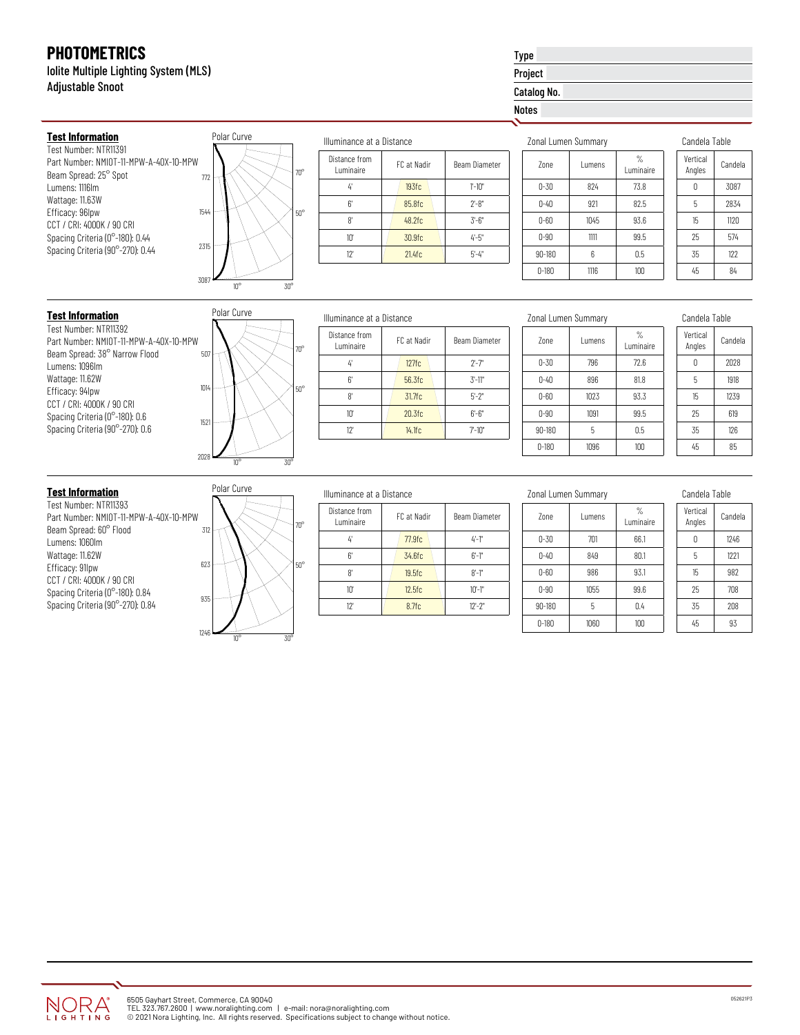# PHOTOMETRICS

Iolite Multiple Lighting System (MLS)
Adjustable Snoot

| Type | |
|---|---|
| Project | |
| Catalog No. | |
| Notes | |

## Test Information

Test Number: NTR11391
Part Number: NMIOT-11-MPW-A-40X-10-MPW
Beam Spread: 25° Spot
Lumens: 1116lm
Wattage: 11.63W
Efficacy: 96lpw
CCT / CRI: 4000K / 90 CRI
Spacing Criteria (0°-180): 0.44
Spacing Criteria (90°-270): 0.44

Polar Curve

Illuminance at a Distance

| Distance from Luminaire | FC at Nadir | Beam Diameter |
|---|---|---|
| 4' | 193fc | 1'-10" |
| 6' | 85.8fc | 2'-8" |
| 8' | 48.2fc | 3'-6" |
| 10' | 30.9fc | 4'-5" |
| 12' | 21.4fc | 5'-4" |

Zonal Lumen Summary

| Zone | Lumens | % Luminaire |
|---|---|---|
| 0-30 | 824 | 73.8 |
| 0-40 | 921 | 82.5 |
| 0-60 | 1045 | 93.6 |
| 0-90 | 1111 | 99.5 |
| 90-180 | 6 | 0.5 |
| 0-180 | 1116 | 100 |

Candela Table

| Vertical Angles | Candela |
|---|---|
| 0 | 3087 |
| 5 | 2834 |
| 15 | 1120 |
| 25 | 574 |
| 35 | 122 |
| 45 | 84 |

## Test Information

Test Number: NTR11392
Part Number: NMIOT-11-MPW-A-40X-10-MPW
Beam Spread: 38° Narrow Flood
Lumens: 1096lm
Wattage: 11.62W
Efficacy: 94lpw
CCT / CRI: 4000K / 90 CRI
Spacing Criteria (0°-180): 0.6
Spacing Criteria (90°-270): 0.6

Polar Curve

Illuminance at a Distance

| Distance from Luminaire | FC at Nadir | Beam Diameter |
|---|---|---|
| 4' | 127fc | 2'-7" |
| 6' | 56.3fc | 3'-11" |
| 8' | 31.7fc | 5'-2" |
| 10' | 20.3fc | 6'-6" |
| 12' | 14.1fc | 7'-10" |

Zonal Lumen Summary

| Zone | Lumens | % Luminaire |
|---|---|---|
| 0-30 | 796 | 72.6 |
| 0-40 | 896 | 81.8 |
| 0-60 | 1023 | 93.3 |
| 0-90 | 1091 | 99.5 |
| 90-180 | 5 | 0.5 |
| 0-180 | 1096 | 100 |

Candela Table

| Vertical Angles | Candela |
|---|---|
| 0 | 2028 |
| 5 | 1918 |
| 15 | 1239 |
| 25 | 619 |
| 35 | 126 |
| 45 | 85 |

## Test Information

Test Number: NTR11393
Part Number: NMIOT-11-MPW-A-40X-10-MPW
Beam Spread: 60° Flood
Lumens: 1060lm
Wattage: 11.62W
Efficacy: 91lpw
CCT / CRI: 4000K / 90 CRI
Spacing Criteria (0°-180): 0.84
Spacing Criteria (90°-270): 0.84

Polar Curve

Illuminance at a Distance

| Distance from Luminaire | FC at Nadir | Beam Diameter |
|---|---|---|
| 4' | 77.9fc | 4'-1" |
| 6' | 34.6fc | 6'-1" |
| 8' | 19.5fc | 8'-1" |
| 10' | 12.5fc | 10'-1" |
| 12' | 8.7fc | 12'-2" |

Zonal Lumen Summary

| Zone | Lumens | % Luminaire |
|---|---|---|
| 0-30 | 701 | 66.1 |
| 0-40 | 849 | 80.1 |
| 0-60 | 986 | 93.1 |
| 0-90 | 1055 | 99.6 |
| 90-180 | 5 | 0.4 |
| 0-180 | 1060 | 100 |

Candela Table

| Vertical Angles | Candela |
|---|---|
| 0 | 1246 |
| 5 | 1221 |
| 15 | 982 |
| 25 | 708 |
| 35 | 208 |
| 45 | 93 |

NORA LIGHTING

6505 Gayhart Street, Commerce, CA 90040
TEL 323.767.2600 | www.noralighting.com | e-mail: nora@noralighting.com
© 2021 Nora Lighting, Inc. All rights reserved. Specifications subject to change without notice.

052621P3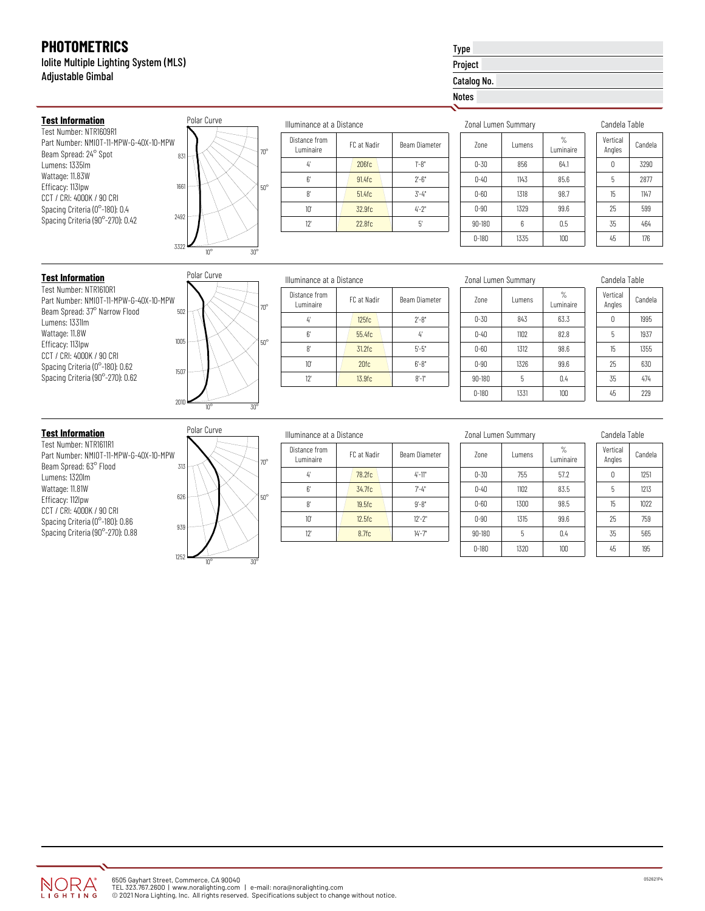# PHOTOMETRICS

Iolite Multiple Lighting System (MLS)
Adjustable Gimbal

| | |
|---|---|
| **Type** | |
| **Project** | |
| **Catalog No.** | |
| **Notes** | |

## Test Information

Test Number: NTR1609R1
Part Number: NMIOT-11-MPW-G-40X-10-MPW
Beam Spread: 24° Spot
Lumens: 1335lm
Wattage: 11.83W
Efficacy: 113lpw
CCT / CRI: 4000K / 90 CRI
Spacing Criteria (0°-180): 0.4
Spacing Criteria (90°-270): 0.42

Polar Curve

831, 1661, 2492, 3322 — 10°, 30°, 50°, 70°

Illuminance at a Distance

| Distance from Luminaire | FC at Nadir | Beam Diameter |
|---|---|---|
| 4' | 206fc | 1'-8" |
| 6' | 91.4fc | 2'-6" |
| 8' | 51.4fc | 3'-4" |
| 10' | 32.9fc | 4'-2" |
| 12' | 22.8fc | 5' |

Zonal Lumen Summary

| Zone | Lumens | % Luminaire |
|---|---|---|
| 0-30 | 856 | 64.1 |
| 0-40 | 1143 | 85.6 |
| 0-60 | 1318 | 98.7 |
| 0-90 | 1329 | 99.6 |
| 90-180 | 6 | 0.5 |
| 0-180 | 1335 | 100 |

Candela Table

| Vertical Angles | Candela |
|---|---|
| 0 | 3290 |
| 5 | 2877 |
| 15 | 1147 |
| 25 | 599 |
| 35 | 464 |
| 45 | 176 |

## Test Information

Test Number: NTR1610R1
Part Number: NMIOT-11-MPW-G-40X-10-MPW
Beam Spread: 37° Narrow Flood
Lumens: 1331lm
Wattage: 11.8W
Efficacy: 113lpw
CCT / CRI: 4000K / 90 CRI
Spacing Criteria (0°-180): 0.62
Spacing Criteria (90°-270): 0.62

Polar Curve

502, 1005, 1507, 2010 — 10°, 30°, 50°, 70°

Illuminance at a Distance

| Distance from Luminaire | FC at Nadir | Beam Diameter |
|---|---|---|
| 4' | 125fc | 2'-8" |
| 6' | 55.4fc | 4' |
| 8' | 31.2fc | 5'-5" |
| 10' | 20fc | 6'-8" |
| 12' | 13.9fc | 8'-1" |

Zonal Lumen Summary

| Zone | Lumens | % Luminaire |
|---|---|---|
| 0-30 | 843 | 63.3 |
| 0-40 | 1102 | 82.8 |
| 0-60 | 1312 | 98.6 |
| 0-90 | 1326 | 99.6 |
| 90-180 | 5 | 0.4 |
| 0-180 | 1331 | 100 |

Candela Table

| Vertical Angles | Candela |
|---|---|
| 0 | 1995 |
| 5 | 1937 |
| 15 | 1355 |
| 25 | 630 |
| 35 | 474 |
| 45 | 229 |

## Test Information

Test Number: NTR1611R1
Part Number: NMIOT-11-MPW-G-40X-10-MPW
Beam Spread: 63° Flood
Lumens: 1320lm
Wattage: 11.81W
Efficacy: 112lpw
CCT / CRI: 4000K / 90 CRI
Spacing Criteria (0°-180): 0.86
Spacing Criteria (90°-270): 0.88

Polar Curve

313, 626, 939, 1252 — 10°, 30°, 50°, 70°

Illuminance at a Distance

| Distance from Luminaire | FC at Nadir | Beam Diameter |
|---|---|---|
| 4' | 78.2fc | 4'-11" |
| 6' | 34.7fc | 7'-4" |
| 8' | 19.5fc | 9'-8" |
| 10' | 12.5fc | 12'-2" |
| 12' | 8.7fc | 14'-7" |

Zonal Lumen Summary

| Zone | Lumens | % Luminaire |
|---|---|---|
| 0-30 | 755 | 57.2 |
| 0-40 | 1102 | 83.5 |
| 0-60 | 1300 | 98.5 |
| 0-90 | 1315 | 99.6 |
| 90-180 | 5 | 0.4 |
| 0-180 | 1320 | 100 |

Candela Table

| Vertical Angles | Candela |
|---|---|
| 0 | 1251 |
| 5 | 1213 |
| 15 | 1022 |
| 25 | 759 |
| 35 | 565 |
| 45 | 195 |

NORA LIGHTING

6505 Gayhart Street, Commerce, CA 90040
TEL 323.767.2600 | www.noralighting.com | e-mail: nora@noralighting.com
© 2021 Nora Lighting, Inc. All rights reserved. Specifications subject to change without notice.

052621P4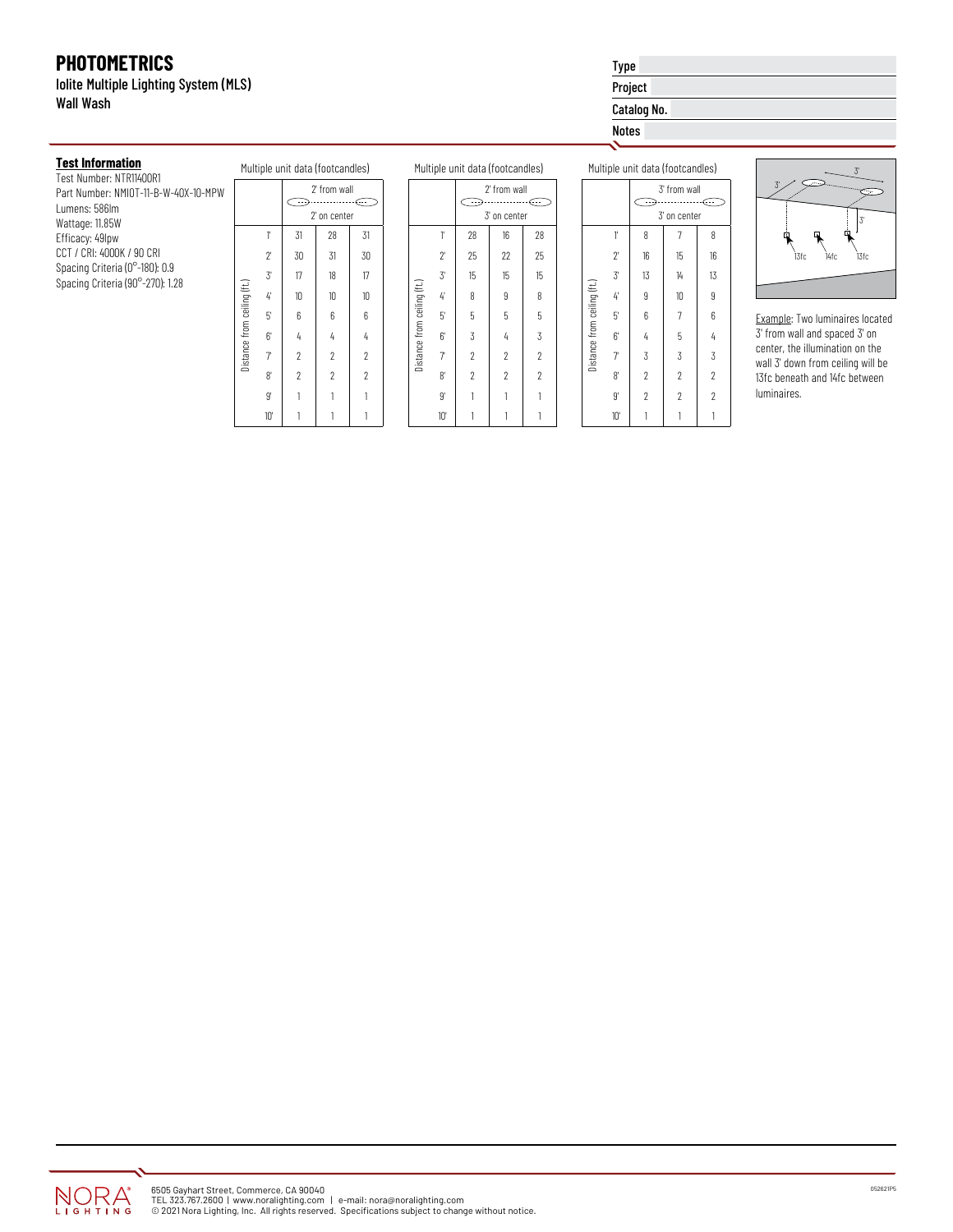# PHOTOMETRICS

Iolite Multiple Lighting System (MLS)
Wall Wash

Type
Project
Catalog No.
Notes

**Test Information**
Test Number: NTR11400R1
Part Number: NMIOT-11-B-W-40X-10-MPW
Lumens: 586lm
Wattage: 11.85W
Efficacy: 49lpw
CCT / CRI: 4000K / 90 CRI
Spacing Criteria (0°-180): 0.9
Spacing Criteria (90°-270): 1.28

Multiple unit data (footcandles)

| Distance from ceiling (ft.) | 2' from wall, 2' on center | | |
|---|---|---|---|
| 1' | 31 | 28 | 31 |
| 2' | 30 | 31 | 30 |
| 3' | 17 | 18 | 17 |
| 4' | 10 | 10 | 10 |
| 5' | 6 | 6 | 6 |
| 6' | 4 | 4 | 4 |
| 7' | 2 | 2 | 2 |
| 8' | 2 | 2 | 2 |
| 9' | 1 | 1 | 1 |
| 10' | 1 | 1 | 1 |

Multiple unit data (footcandles)

| Distance from ceiling (ft.) | 2' from wall, 3' on center | | |
|---|---|---|---|
| 1' | 28 | 16 | 28 |
| 2' | 25 | 22 | 25 |
| 3' | 15 | 15 | 15 |
| 4' | 8 | 9 | 8 |
| 5' | 5 | 5 | 5 |
| 6' | 3 | 4 | 3 |
| 7' | 2 | 2 | 2 |
| 8' | 2 | 2 | 2 |
| 9' | 1 | 1 | 1 |
| 10' | 1 | 1 | 1 |

Multiple unit data (footcandles)

| Distance from ceiling (ft.) | 3' from wall, 3' on center | | |
|---|---|---|---|
| 1' | 8 | 7 | 8 |
| 2' | 16 | 15 | 16 |
| 3' | 13 | 14 | 13 |
| 4' | 9 | 10 | 9 |
| 5' | 6 | 7 | 6 |
| 6' | 4 | 5 | 4 |
| 7' | 3 | 3 | 3 |
| 8' | 2 | 2 | 2 |
| 9' | 2 | 2 | 2 |
| 10' | 1 | 1 | 1 |

3'
3'
3'
13fc
14fc
13fc

Example: Two luminaires located 3' from wall and spaced 3' on center, the illumination on the wall 3' down from ceiling will be 13fc beneath and 14fc between luminaires.

6505 Gayhart Street, Commerce, CA 90040
TEL 323.767.2600 | www.noralighting.com | e-mail: nora@noralighting.com
© 2021 Nora Lighting, Inc. All rights reserved. Specifications subject to change without notice.

052621P5